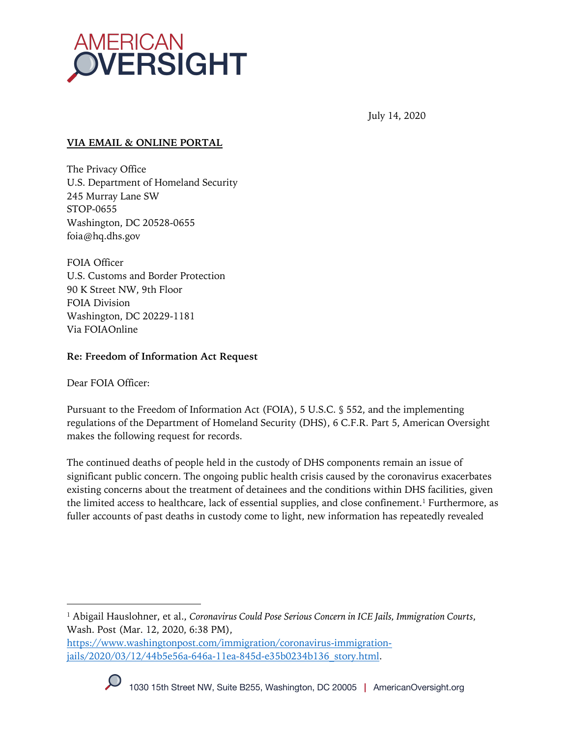# AMERICAN OVERSIGHT

July 14, 2020

**VIA EMAIL & ONLINE PORTAL**

The Privacy Office
U.S. Department of Homeland Security
245 Murray Lane SW
STOP-0655
Washington, DC 20528-0655
foia@hq.dhs.gov

FOIA Officer
U.S. Customs and Border Protection
90 K Street NW, 9th Floor
FOIA Division
Washington, DC 20229-1181
Via FOIAOnline

**Re: Freedom of Information Act Request**

Dear FOIA Officer:

Pursuant to the Freedom of Information Act (FOIA), 5 U.S.C. § 552, and the implementing regulations of the Department of Homeland Security (DHS), 6 C.F.R. Part 5, American Oversight makes the following request for records.

The continued deaths of people held in the custody of DHS components remain an issue of significant public concern. The ongoing public health crisis caused by the coronavirus exacerbates existing concerns about the treatment of detainees and the conditions within DHS facilities, given the limited access to healthcare, lack of essential supplies, and close confinement.[1] Furthermore, as fuller accounts of past deaths in custody come to light, new information has repeatedly revealed

---

[1] Abigail Hauslohner, et al., *Coronavirus Could Pose Serious Concern in ICE Jails, Immigration Courts*, Wash. Post (Mar. 12, 2020, 6:38 PM), https://www.washingtonpost.com/immigration/coronavirus-immigration-jails/2020/03/12/44b5e56a-646a-11ea-845d-e35b0234b136_story.html.

1030 15th Street NW, Suite B255, Washington, DC 20005 | AmericanOversight.org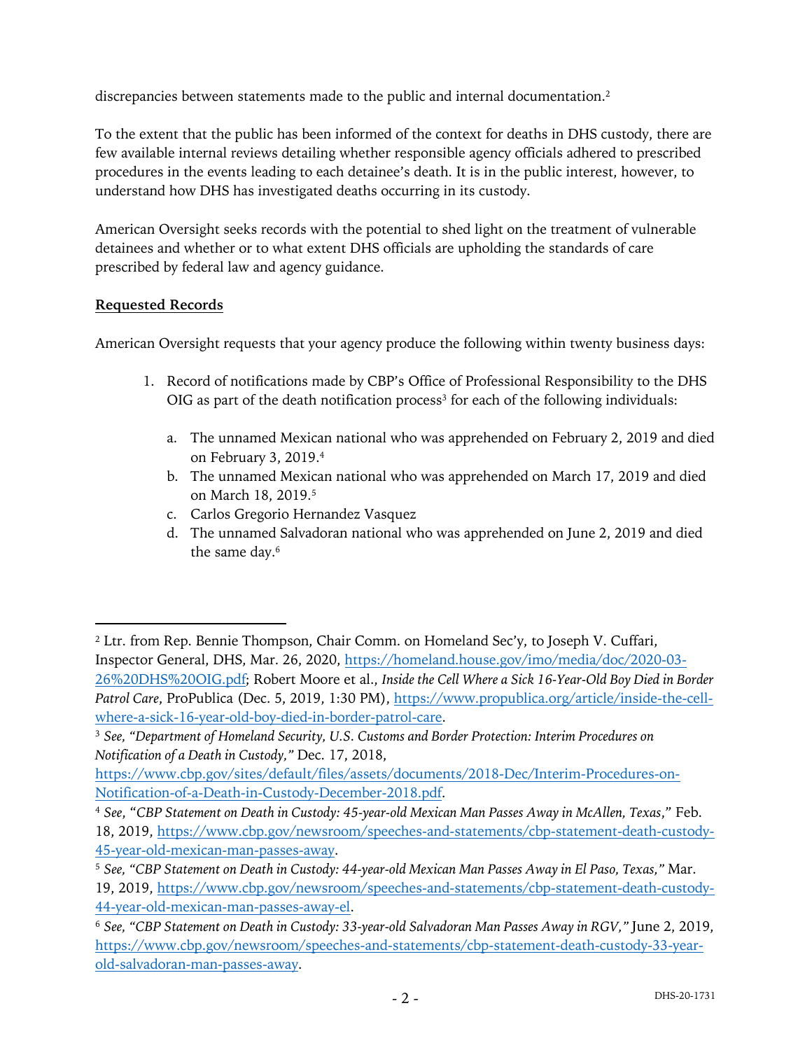discrepancies between statements made to the public and internal documentation.[2]

To the extent that the public has been informed of the context for deaths in DHS custody, there are few available internal reviews detailing whether responsible agency officials adhered to prescribed procedures in the events leading to each detainee's death. It is in the public interest, however, to understand how DHS has investigated deaths occurring in its custody.

American Oversight seeks records with the potential to shed light on the treatment of vulnerable detainees and whether or to what extent DHS officials are upholding the standards of care prescribed by federal law and agency guidance.

## Requested Records

American Oversight requests that your agency produce the following within twenty business days:

1. Record of notifications made by CBP's Office of Professional Responsibility to the DHS OIG as part of the death notification process[3] for each of the following individuals:

   a. The unnamed Mexican national who was apprehended on February 2, 2019 and died on February 3, 2019.[4]

   b. The unnamed Mexican national who was apprehended on March 17, 2019 and died on March 18, 2019.[5]

   c. Carlos Gregorio Hernandez Vasquez

   d. The unnamed Salvadoran national who was apprehended on June 2, 2019 and died the same day.[6]

---

[2] Ltr. from Rep. Bennie Thompson, Chair Comm. on Homeland Sec'y, to Joseph V. Cuffari, Inspector General, DHS, Mar. 26, 2020, https://homeland.house.gov/imo/media/doc/2020-03-26%20DHS%20OIG.pdf; Robert Moore et al., *Inside the Cell Where a Sick 16-Year-Old Boy Died in Border Patrol Care*, ProPublica (Dec. 5, 2019, 1:30 PM), https://www.propublica.org/article/inside-the-cell-where-a-sick-16-year-old-boy-died-in-border-patrol-care.

[3] *See, "Department of Homeland Security, U.S. Customs and Border Protection: Interim Procedures on Notification of a Death in Custody,"* Dec. 17, 2018, https://www.cbp.gov/sites/default/files/assets/documents/2018-Dec/Interim-Procedures-on-Notification-of-a-Death-in-Custody-December-2018.pdf.

[4] *See, "CBP Statement on Death in Custody: 45-year-old Mexican Man Passes Away in McAllen, Texas,"* Feb. 18, 2019, https://www.cbp.gov/newsroom/speeches-and-statements/cbp-statement-death-custody-45-year-old-mexican-man-passes-away.

[5] *See, "CBP Statement on Death in Custody: 44-year-old Mexican Man Passes Away in El Paso, Texas,"* Mar. 19, 2019, https://www.cbp.gov/newsroom/speeches-and-statements/cbp-statement-death-custody-44-year-old-mexican-man-passes-away-el.

[6] *See, "CBP Statement on Death in Custody: 33-year-old Salvadoran Man Passes Away in RGV,"* June 2, 2019, https://www.cbp.gov/newsroom/speeches-and-statements/cbp-statement-death-custody-33-year-old-salvadoran-man-passes-away.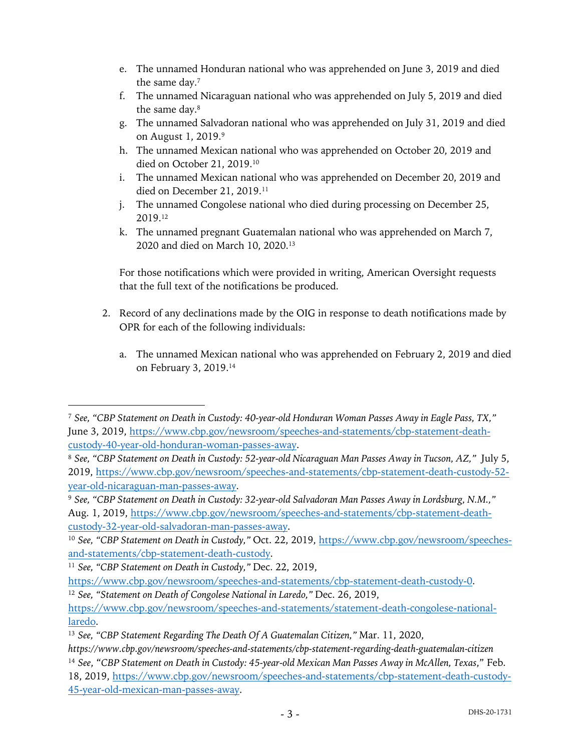e. The unnamed Honduran national who was apprehended on June 3, 2019 and died the same day.[7]

f. The unnamed Nicaraguan national who was apprehended on July 5, 2019 and died the same day.[8]

g. The unnamed Salvadoran national who was apprehended on July 31, 2019 and died on August 1, 2019.[9]

h. The unnamed Mexican national who was apprehended on October 20, 2019 and died on October 21, 2019.[10]

i. The unnamed Mexican national who was apprehended on December 20, 2019 and died on December 21, 2019.[11]

j. The unnamed Congolese national who died during processing on December 25, 2019.[12]

k. The unnamed pregnant Guatemalan national who was apprehended on March 7, 2020 and died on March 10, 2020.[13]

For those notifications which were provided in writing, American Oversight requests that the full text of the notifications be produced.

2. Record of any declinations made by the OIG in response to death notifications made by OPR for each of the following individuals:

   a. The unnamed Mexican national who was apprehended on February 2, 2019 and died on February 3, 2019.[14]

---

[7] *See, "CBP Statement on Death in Custody: 40-year-old Honduran Woman Passes Away in Eagle Pass, TX,"* June 3, 2019, https://www.cbp.gov/newsroom/speeches-and-statements/cbp-statement-death-custody-40-year-old-honduran-woman-passes-away.

[8] *See, "CBP Statement on Death in Custody: 52-year-old Nicaraguan Man Passes Away in Tucson, AZ,"* July 5, 2019, https://www.cbp.gov/newsroom/speeches-and-statements/cbp-statement-death-custody-52-year-old-nicaraguan-man-passes-away.

[9] *See, "CBP Statement on Death in Custody: 32-year-old Salvadoran Man Passes Away in Lordsburg, N.M.,"* Aug. 1, 2019, https://www.cbp.gov/newsroom/speeches-and-statements/cbp-statement-death-custody-32-year-old-salvadoran-man-passes-away.

[10] *See, "CBP Statement on Death in Custody,"* Oct. 22, 2019, https://www.cbp.gov/newsroom/speeches-and-statements/cbp-statement-death-custody.

[11] *See, "CBP Statement on Death in Custody,"* Dec. 22, 2019, https://www.cbp.gov/newsroom/speeches-and-statements/cbp-statement-death-custody-0.

[12] *See, "Statement on Death of Congolese National in Laredo,"* Dec. 26, 2019, https://www.cbp.gov/newsroom/speeches-and-statements/statement-death-congolese-national-laredo.

[13] *See, "CBP Statement Regarding The Death Of A Guatemalan Citizen,"* Mar. 11, 2020, *https://www.cbp.gov/newsroom/speeches-and-statements/cbp-statement-regarding-death-guatemalan-citizen*

[14] *See*, *"CBP Statement on Death in Custody: 45-year-old Mexican Man Passes Away in McAllen, Texas,"* Feb. 18, 2019, https://www.cbp.gov/newsroom/speeches-and-statements/cbp-statement-death-custody-45-year-old-mexican-man-passes-away.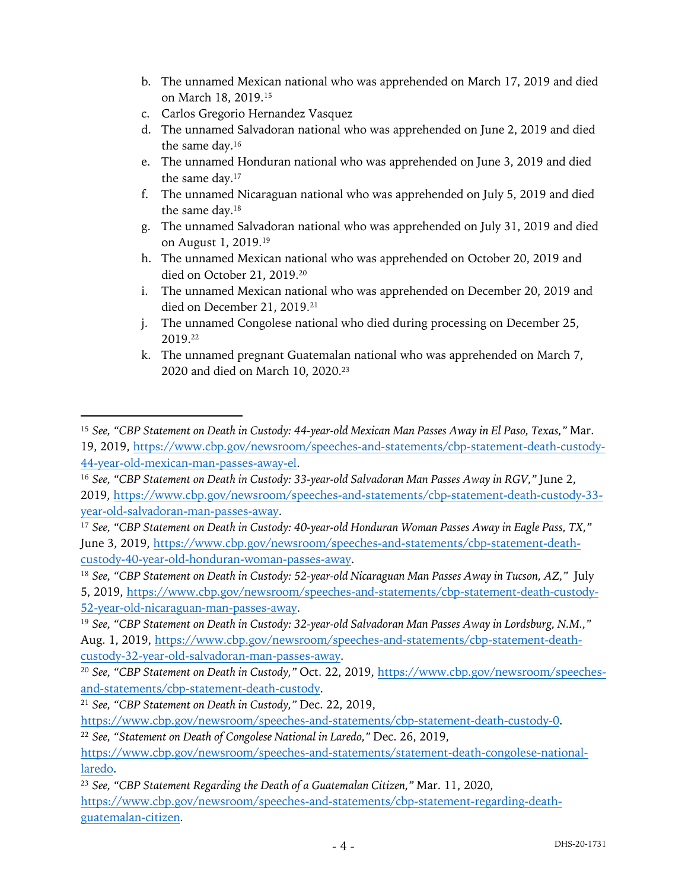b. The unnamed Mexican national who was apprehended on March 17, 2019 and died on March 18, 2019.[15]
c. Carlos Gregorio Hernandez Vasquez
d. The unnamed Salvadoran national who was apprehended on June 2, 2019 and died the same day.[16]
e. The unnamed Honduran national who was apprehended on June 3, 2019 and died the same day.[17]
f. The unnamed Nicaraguan national who was apprehended on July 5, 2019 and died the same day.[18]
g. The unnamed Salvadoran national who was apprehended on July 31, 2019 and died on August 1, 2019.[19]
h. The unnamed Mexican national who was apprehended on October 20, 2019 and died on October 21, 2019.[20]
i. The unnamed Mexican national who was apprehended on December 20, 2019 and died on December 21, 2019.[21]
j. The unnamed Congolese national who died during processing on December 25, 2019.[22]
k. The unnamed pregnant Guatemalan national who was apprehended on March 7, 2020 and died on March 10, 2020.[23]

---

[15] *See, "CBP Statement on Death in Custody: 44-year-old Mexican Man Passes Away in El Paso, Texas,"* Mar. 19, 2019, https://www.cbp.gov/newsroom/speeches-and-statements/cbp-statement-death-custody-44-year-old-mexican-man-passes-away-el.

[16] *See, "CBP Statement on Death in Custody: 33-year-old Salvadoran Man Passes Away in RGV,"* June 2, 2019, https://www.cbp.gov/newsroom/speeches-and-statements/cbp-statement-death-custody-33-year-old-salvadoran-man-passes-away.

[17] *See, "CBP Statement on Death in Custody: 40-year-old Honduran Woman Passes Away in Eagle Pass, TX,"* June 3, 2019, https://www.cbp.gov/newsroom/speeches-and-statements/cbp-statement-death-custody-40-year-old-honduran-woman-passes-away.

[18] *See, "CBP Statement on Death in Custody: 52-year-old Nicaraguan Man Passes Away in Tucson, AZ,"* July 5, 2019, https://www.cbp.gov/newsroom/speeches-and-statements/cbp-statement-death-custody-52-year-old-nicaraguan-man-passes-away.

[19] *See, "CBP Statement on Death in Custody: 32-year-old Salvadoran Man Passes Away in Lordsburg, N.M.,"* Aug. 1, 2019, https://www.cbp.gov/newsroom/speeches-and-statements/cbp-statement-death-custody-32-year-old-salvadoran-man-passes-away.

[20] *See, "CBP Statement on Death in Custody,"* Oct. 22, 2019, https://www.cbp.gov/newsroom/speeches-and-statements/cbp-statement-death-custody.

[21] *See, "CBP Statement on Death in Custody,"* Dec. 22, 2019, https://www.cbp.gov/newsroom/speeches-and-statements/cbp-statement-death-custody-0.

[22] *See, "Statement on Death of Congolese National in Laredo,"* Dec. 26, 2019, https://www.cbp.gov/newsroom/speeches-and-statements/statement-death-congolese-national-laredo.

[23] *See, "CBP Statement Regarding the Death of a Guatemalan Citizen,"* Mar. 11, 2020, https://www.cbp.gov/newsroom/speeches-and-statements/cbp-statement-regarding-death-guatemalan-citizen.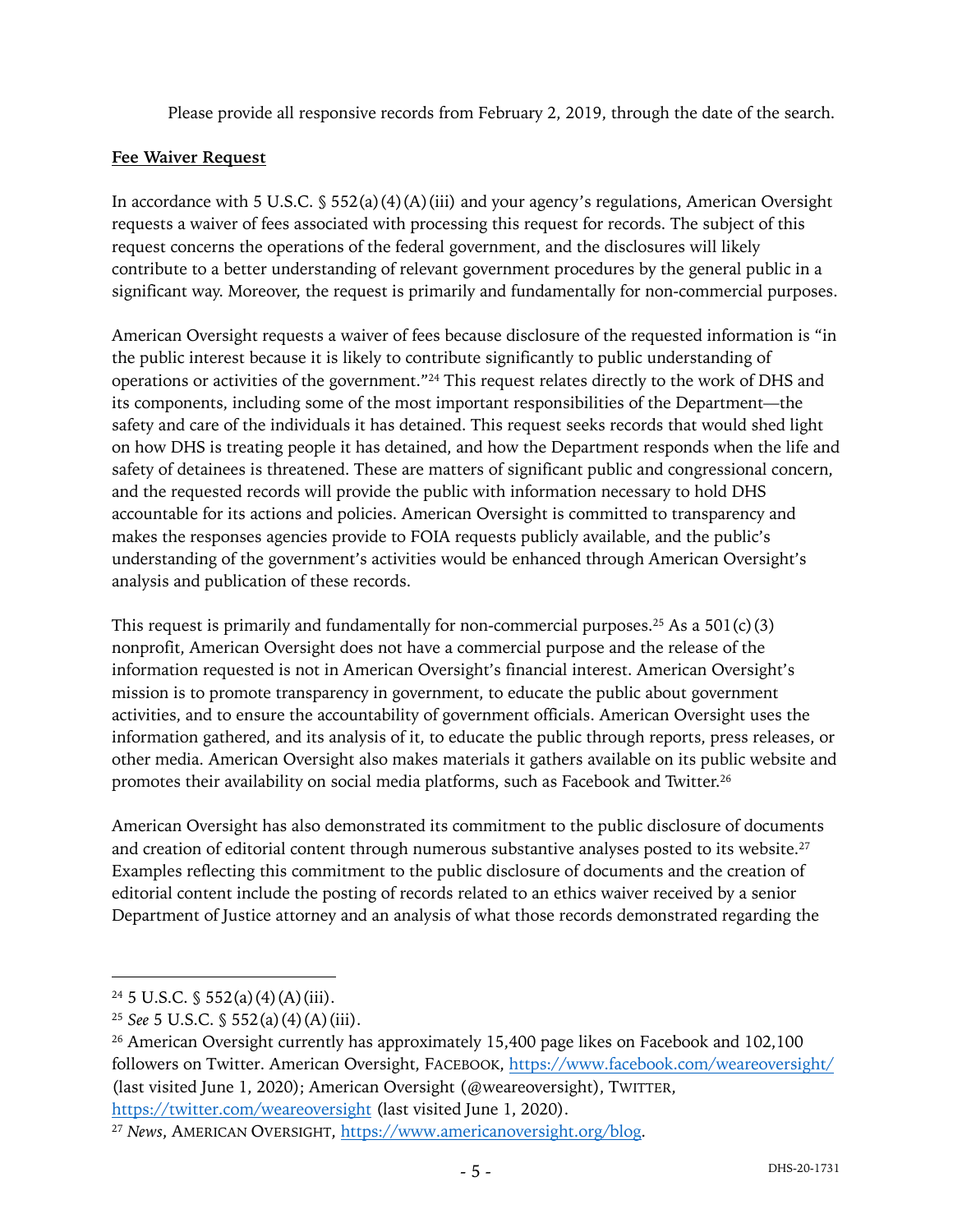Please provide all responsive records from February 2, 2019, through the date of the search.

**Fee Waiver Request**

In accordance with 5 U.S.C. § 552(a)(4)(A)(iii) and your agency's regulations, American Oversight requests a waiver of fees associated with processing this request for records. The subject of this request concerns the operations of the federal government, and the disclosures will likely contribute to a better understanding of relevant government procedures by the general public in a significant way. Moreover, the request is primarily and fundamentally for non-commercial purposes.

American Oversight requests a waiver of fees because disclosure of the requested information is "in the public interest because it is likely to contribute significantly to public understanding of operations or activities of the government."[24] This request relates directly to the work of DHS and its components, including some of the most important responsibilities of the Department—the safety and care of the individuals it has detained. This request seeks records that would shed light on how DHS is treating people it has detained, and how the Department responds when the life and safety of detainees is threatened. These are matters of significant public and congressional concern, and the requested records will provide the public with information necessary to hold DHS accountable for its actions and policies. American Oversight is committed to transparency and makes the responses agencies provide to FOIA requests publicly available, and the public's understanding of the government's activities would be enhanced through American Oversight's analysis and publication of these records.

This request is primarily and fundamentally for non-commercial purposes.[25] As a 501(c)(3) nonprofit, American Oversight does not have a commercial purpose and the release of the information requested is not in American Oversight's financial interest. American Oversight's mission is to promote transparency in government, to educate the public about government activities, and to ensure the accountability of government officials. American Oversight uses the information gathered, and its analysis of it, to educate the public through reports, press releases, or other media. American Oversight also makes materials it gathers available on its public website and promotes their availability on social media platforms, such as Facebook and Twitter.[26]

American Oversight has also demonstrated its commitment to the public disclosure of documents and creation of editorial content through numerous substantive analyses posted to its website.[27] Examples reflecting this commitment to the public disclosure of documents and the creation of editorial content include the posting of records related to an ethics waiver received by a senior Department of Justice attorney and an analysis of what those records demonstrated regarding the

---

[24] 5 U.S.C. § 552(a)(4)(A)(iii).

[25] *See* 5 U.S.C. § 552(a)(4)(A)(iii).

[26] American Oversight currently has approximately 15,400 page likes on Facebook and 102,100 followers on Twitter. American Oversight, FACEBOOK, https://www.facebook.com/weareoversight/ (last visited June 1, 2020); American Oversight (@weareoversight), TWITTER, https://twitter.com/weareoversight (last visited June 1, 2020).

[27] *News*, AMERICAN OVERSIGHT, https://www.americanoversight.org/blog.

DHS-20-1731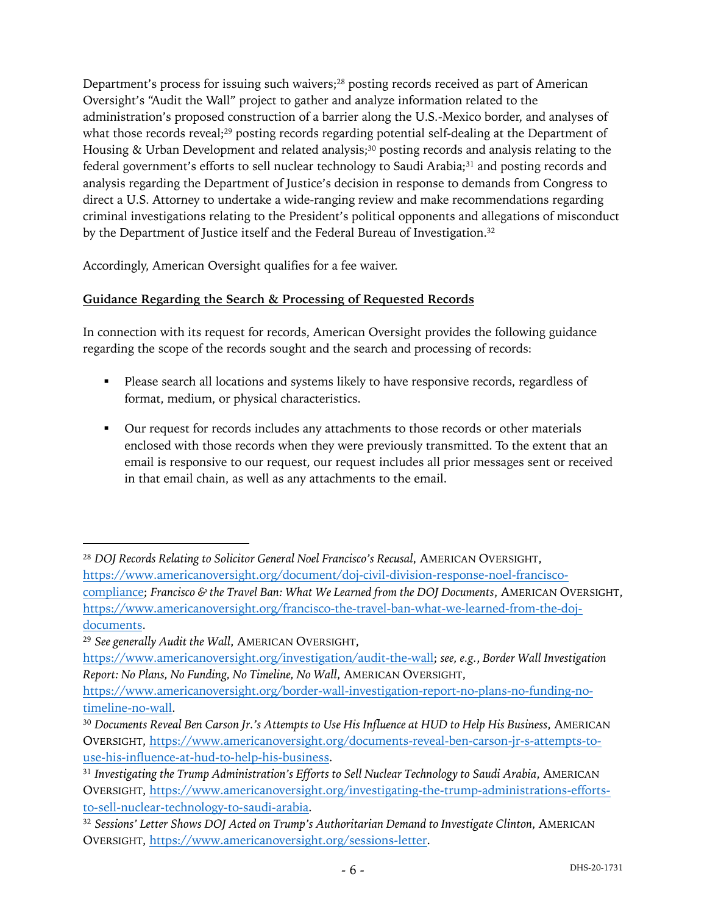Department's process for issuing such waivers;[28] posting records received as part of American Oversight's "Audit the Wall" project to gather and analyze information related to the administration's proposed construction of a barrier along the U.S.-Mexico border, and analyses of what those records reveal;[29] posting records regarding potential self-dealing at the Department of Housing & Urban Development and related analysis;[30] posting records and analysis relating to the federal government's efforts to sell nuclear technology to Saudi Arabia;[31] and posting records and analysis regarding the Department of Justice's decision in response to demands from Congress to direct a U.S. Attorney to undertake a wide-ranging review and make recommendations regarding criminal investigations relating to the President's political opponents and allegations of misconduct by the Department of Justice itself and the Federal Bureau of Investigation.[32]

Accordingly, American Oversight qualifies for a fee waiver.

**Guidance Regarding the Search & Processing of Requested Records**

In connection with its request for records, American Oversight provides the following guidance regarding the scope of the records sought and the search and processing of records:

- Please search all locations and systems likely to have responsive records, regardless of format, medium, or physical characteristics.
- Our request for records includes any attachments to those records or other materials enclosed with those records when they were previously transmitted. To the extent that an email is responsive to our request, our request includes all prior messages sent or received in that email chain, as well as any attachments to the email.

---

[28] *DOJ Records Relating to Solicitor General Noel Francisco's Recusal*, AMERICAN OVERSIGHT, https://www.americanoversight.org/document/doj-civil-division-response-noel-francisco-compliance; *Francisco & the Travel Ban: What We Learned from the DOJ Documents*, AMERICAN OVERSIGHT, https://www.americanoversight.org/francisco-the-travel-ban-what-we-learned-from-the-doj-documents.

[29] *See generally Audit the Wall*, AMERICAN OVERSIGHT, https://www.americanoversight.org/investigation/audit-the-wall; *see, e.g.*, *Border Wall Investigation Report: No Plans, No Funding, No Timeline, No Wall*, AMERICAN OVERSIGHT, https://www.americanoversight.org/border-wall-investigation-report-no-plans-no-funding-no-timeline-no-wall.

[30] *Documents Reveal Ben Carson Jr.'s Attempts to Use His Influence at HUD to Help His Business*, AMERICAN OVERSIGHT, https://www.americanoversight.org/documents-reveal-ben-carson-jr-s-attempts-to-use-his-influence-at-hud-to-help-his-business.

[31] *Investigating the Trump Administration's Efforts to Sell Nuclear Technology to Saudi Arabia*, AMERICAN OVERSIGHT, https://www.americanoversight.org/investigating-the-trump-administrations-efforts-to-sell-nuclear-technology-to-saudi-arabia.

[32] *Sessions' Letter Shows DOJ Acted on Trump's Authoritarian Demand to Investigate Clinton*, AMERICAN OVERSIGHT, https://www.americanoversight.org/sessions-letter.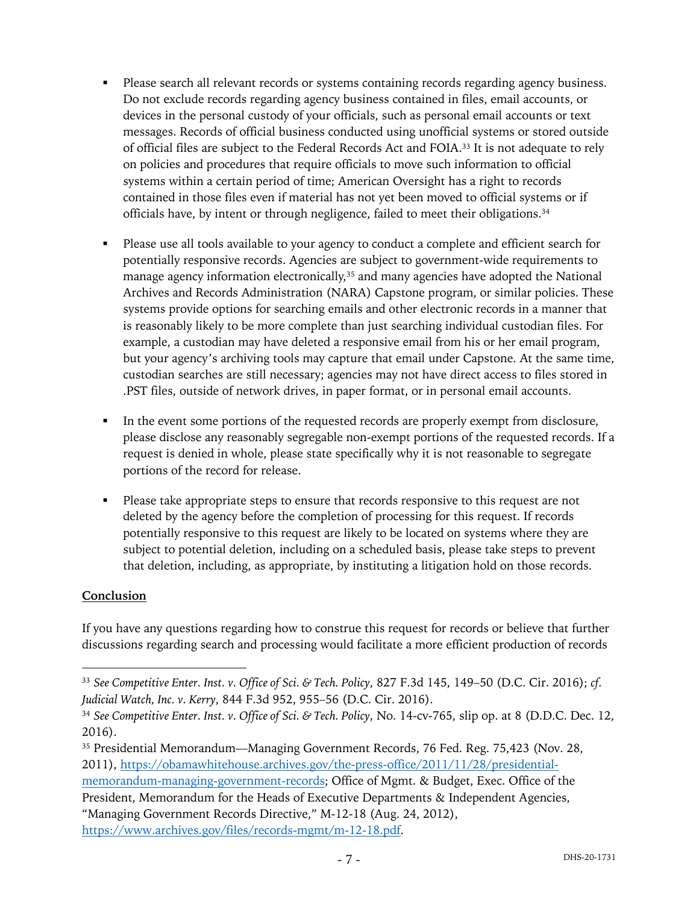- Please search all relevant records or systems containing records regarding agency business. Do not exclude records regarding agency business contained in files, email accounts, or devices in the personal custody of your officials, such as personal email accounts or text messages. Records of official business conducted using unofficial systems or stored outside of official files are subject to the Federal Records Act and FOIA.[33] It is not adequate to rely on policies and procedures that require officials to move such information to official systems within a certain period of time; American Oversight has a right to records contained in those files even if material has not yet been moved to official systems or if officials have, by intent or through negligence, failed to meet their obligations.[34]

- Please use all tools available to your agency to conduct a complete and efficient search for potentially responsive records. Agencies are subject to government-wide requirements to manage agency information electronically,[35] and many agencies have adopted the National Archives and Records Administration (NARA) Capstone program, or similar policies. These systems provide options for searching emails and other electronic records in a manner that is reasonably likely to be more complete than just searching individual custodian files. For example, a custodian may have deleted a responsive email from his or her email program, but your agency's archiving tools may capture that email under Capstone. At the same time, custodian searches are still necessary; agencies may not have direct access to files stored in .PST files, outside of network drives, in paper format, or in personal email accounts.

- In the event some portions of the requested records are properly exempt from disclosure, please disclose any reasonably segregable non-exempt portions of the requested records. If a request is denied in whole, please state specifically why it is not reasonable to segregate portions of the record for release.

- Please take appropriate steps to ensure that records responsive to this request are not deleted by the agency before the completion of processing for this request. If records potentially responsive to this request are likely to be located on systems where they are subject to potential deletion, including on a scheduled basis, please take steps to prevent that deletion, including, as appropriate, by instituting a litigation hold on those records.

**Conclusion**

If you have any questions regarding how to construe this request for records or believe that further discussions regarding search and processing would facilitate a more efficient production of records

---

[33] *See Competitive Enter. Inst. v. Office of Sci. & Tech. Policy*, 827 F.3d 145, 149–50 (D.C. Cir. 2016); *cf. Judicial Watch, Inc. v. Kerry*, 844 F.3d 952, 955–56 (D.C. Cir. 2016).

[34] *See Competitive Enter. Inst. v. Office of Sci. & Tech. Policy*, No. 14-cv-765, slip op. at 8 (D.D.C. Dec. 12, 2016).

[35] Presidential Memorandum—Managing Government Records, 76 Fed. Reg. 75,423 (Nov. 28, 2011), https://obamawhitehouse.archives.gov/the-press-office/2011/11/28/presidential-memorandum-managing-government-records; Office of Mgmt. & Budget, Exec. Office of the President, Memorandum for the Heads of Executive Departments & Independent Agencies, "Managing Government Records Directive," M-12-18 (Aug. 24, 2012), https://www.archives.gov/files/records-mgmt/m-12-18.pdf.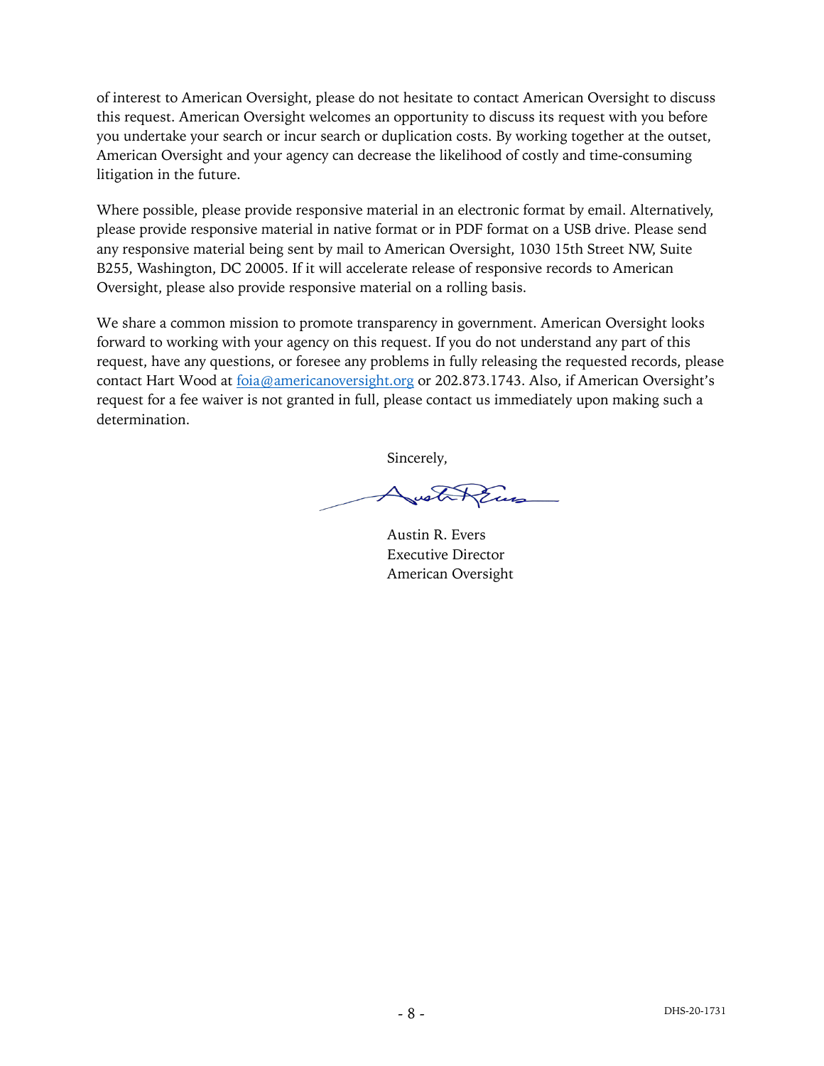of interest to American Oversight, please do not hesitate to contact American Oversight to discuss this request. American Oversight welcomes an opportunity to discuss its request with you before you undertake your search or incur search or duplication costs. By working together at the outset, American Oversight and your agency can decrease the likelihood of costly and time-consuming litigation in the future.

Where possible, please provide responsive material in an electronic format by email. Alternatively, please provide responsive material in native format or in PDF format on a USB drive. Please send any responsive material being sent by mail to American Oversight, 1030 15th Street NW, Suite B255, Washington, DC 20005. If it will accelerate release of responsive records to American Oversight, please also provide responsive material on a rolling basis.

We share a common mission to promote transparency in government. American Oversight looks forward to working with your agency on this request. If you do not understand any part of this request, have any questions, or foresee any problems in fully releasing the requested records, please contact Hart Wood at foia@americanoversight.org or 202.873.1743. Also, if American Oversight's request for a fee waiver is not granted in full, please contact us immediately upon making such a determination.

Sincerely,

Austin R. Evers
Executive Director
American Oversight

DHS-20-1731